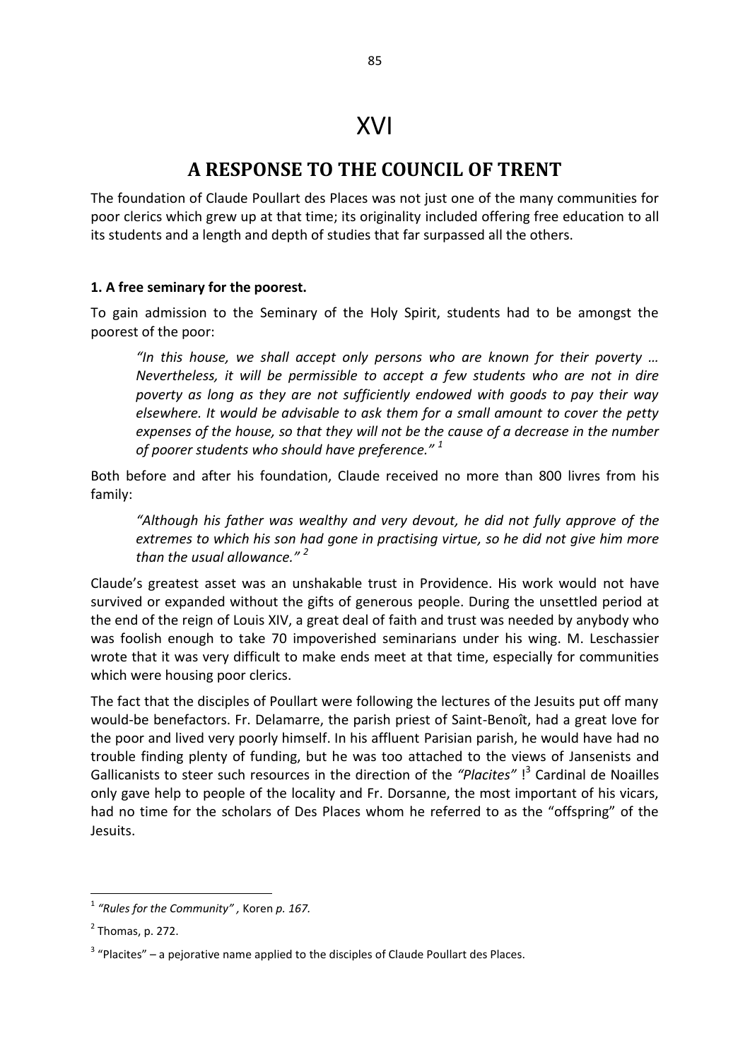# XVI

## A RESPONSE TO THE COUNCIL OF TRENT

The foundation of Claude Poullart des Places was not just one of the many communities for poor clerics which grew up at that time; its originality included offering free education to all its students and a length and depth of studies that far surpassed all the others.

### 1. A free seminary for the poorest.

To gain admission to the Seminary of the Holy Spirit, students had to be amongst the poorest of the poor:

> *"In this house, we shall accept only persons who are known for their poverty … Nevertheless, it will be permissible to accept a few students who are not in dire poverty as long as they are not sufficiently endowed with goods to pay their way elsewhere. It would be advisable to ask them for a small amount to cover the petty expenses of the house, so that they will not be the cause of a decrease in the number of poorer students who should have preference."* [1]

Both before and after his foundation, Claude received no more than 800 livres from his family:

> *"Although his father was wealthy and very devout, he did not fully approve of the extremes to which his son had gone in practising virtue, so he did not give him more than the usual allowance."* [2]

Claude's greatest asset was an unshakable trust in Providence. His work would not have survived or expanded without the gifts of generous people. During the unsettled period at the end of the reign of Louis XIV, a great deal of faith and trust was needed by anybody who was foolish enough to take 70 impoverished seminarians under his wing. M. Leschassier wrote that it was very difficult to make ends meet at that time, especially for communities which were housing poor clerics.

The fact that the disciples of Poullart were following the lectures of the Jesuits put off many would-be benefactors. Fr. Delamarre, the parish priest of Saint-Benoît, had a great love for the poor and lived very poorly himself. In his affluent Parisian parish, he would have had no trouble finding plenty of funding, but he was too attached to the views of Jansenists and Gallicanists to steer such resources in the direction of the *"Placites"* ![3] Cardinal de Noailles only gave help to people of the locality and Fr. Dorsanne, the most important of his vicars, had no time for the scholars of Des Places whom he referred to as the "offspring" of the Jesuits.

---

[1] *"Rules for the Community"* , Koren *p. 167.*

[2] Thomas, p. 272.

[3] "Placites" – a pejorative name applied to the disciples of Claude Poullart des Places.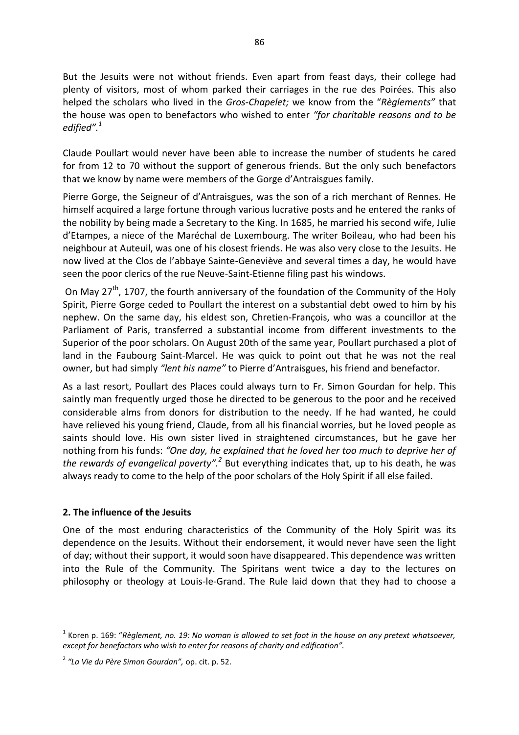But the Jesuits were not without friends. Even apart from feast days, their college had plenty of visitors, most of whom parked their carriages in the rue des Poirées. This also helped the scholars who lived in the *Gros-Chapelet;* we know from the "*Règlements"* that the house was open to benefactors who wished to enter *"for charitable reasons and to be edified".*[1]

Claude Poullart would never have been able to increase the number of students he cared for from 12 to 70 without the support of generous friends. But the only such benefactors that we know by name were members of the Gorge d'Antraisgues family.

Pierre Gorge, the Seigneur of d'Antraisgues, was the son of a rich merchant of Rennes. He himself acquired a large fortune through various lucrative posts and he entered the ranks of the nobility by being made a Secretary to the King. In 1685, he married his second wife, Julie d'Etampes, a niece of the Maréchal de Luxembourg. The writer Boileau, who had been his neighbour at Auteuil, was one of his closest friends. He was also very close to the Jesuits. He now lived at the Clos de l'abbaye Sainte-Geneviève and several times a day, he would have seen the poor clerics of the rue Neuve-Saint-Etienne filing past his windows.

On May 27th, 1707, the fourth anniversary of the foundation of the Community of the Holy Spirit, Pierre Gorge ceded to Poullart the interest on a substantial debt owed to him by his nephew. On the same day, his eldest son, Chretien-François, who was a councillor at the Parliament of Paris, transferred a substantial income from different investments to the Superior of the poor scholars. On August 20th of the same year, Poullart purchased a plot of land in the Faubourg Saint-Marcel. He was quick to point out that he was not the real owner, but had simply *"lent his name"* to Pierre d'Antraisgues, his friend and benefactor.

As a last resort, Poullart des Places could always turn to Fr. Simon Gourdan for help. This saintly man frequently urged those he directed to be generous to the poor and he received considerable alms from donors for distribution to the needy. If he had wanted, he could have relieved his young friend, Claude, from all his financial worries, but he loved people as saints should love. His own sister lived in straightened circumstances, but he gave her nothing from his funds: *"One day, he explained that he loved her too much to deprive her of the rewards of evangelical poverty".*[2] But everything indicates that, up to his death, he was always ready to come to the help of the poor scholars of the Holy Spirit if all else failed.

## 2. The influence of the Jesuits

One of the most enduring characteristics of the Community of the Holy Spirit was its dependence on the Jesuits. Without their endorsement, it would never have seen the light of day; without their support, it would soon have disappeared. This dependence was written into the Rule of the Community. The Spiritans went twice a day to the lectures on philosophy or theology at Louis-le-Grand. The Rule laid down that they had to choose a

[1] Koren p. 169: "*Règlement, no. 19: No woman is allowed to set foot in the house on any pretext whatsoever, except for benefactors who wish to enter for reasons of charity and edification".*

[2] *"La Vie du Père Simon Gourdan",* op. cit. p. 52.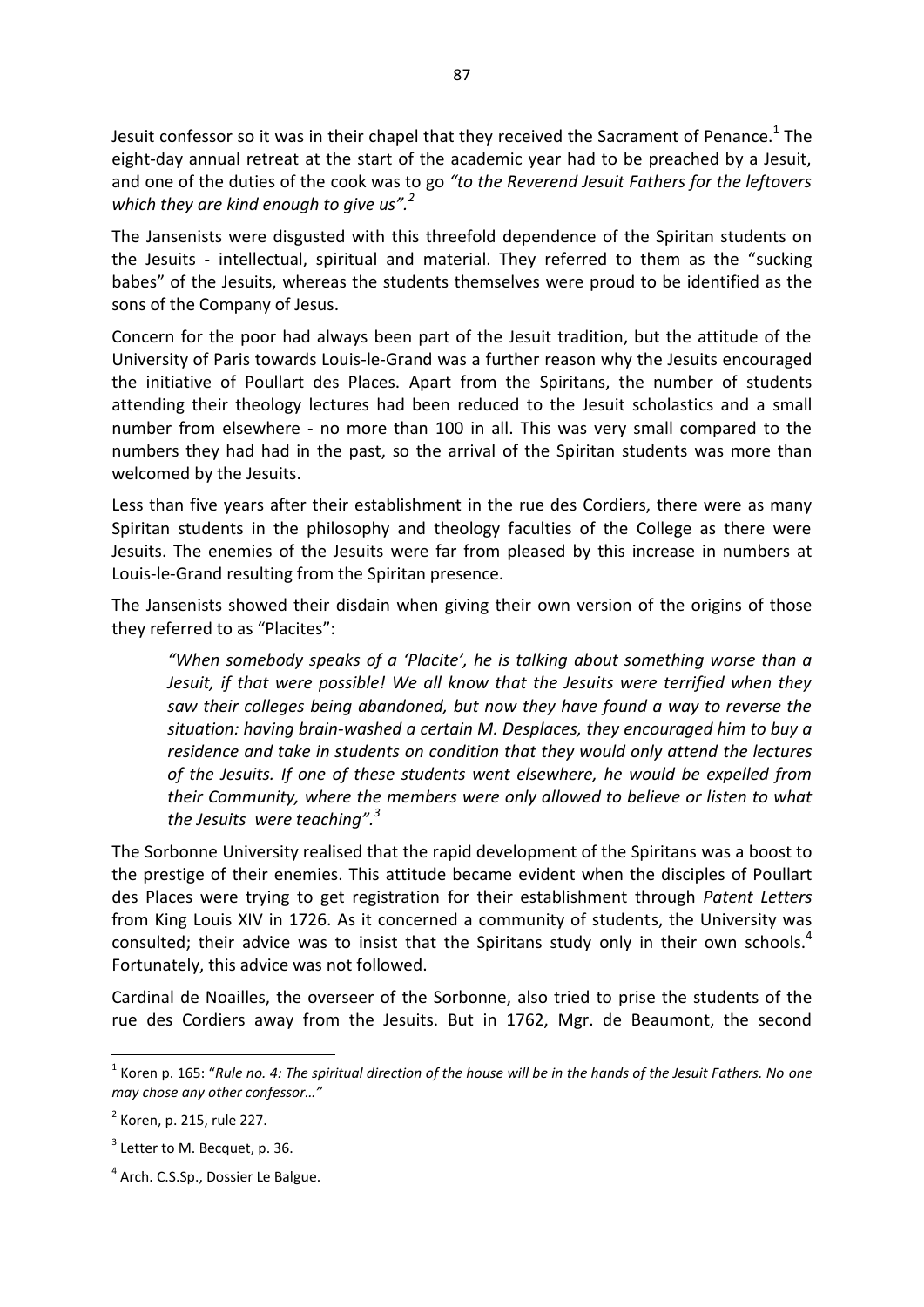Jesuit confessor so it was in their chapel that they received the Sacrament of Penance.[1] The eight-day annual retreat at the start of the academic year had to be preached by a Jesuit, and one of the duties of the cook was to go *"to the Reverend Jesuit Fathers for the leftovers which they are kind enough to give us"*.[2]

The Jansenists were disgusted with this threefold dependence of the Spiritan students on the Jesuits - intellectual, spiritual and material. They referred to them as the "sucking babes" of the Jesuits, whereas the students themselves were proud to be identified as the sons of the Company of Jesus.

Concern for the poor had always been part of the Jesuit tradition, but the attitude of the University of Paris towards Louis-le-Grand was a further reason why the Jesuits encouraged the initiative of Poullart des Places. Apart from the Spiritans, the number of students attending their theology lectures had been reduced to the Jesuit scholastics and a small number from elsewhere - no more than 100 in all. This was very small compared to the numbers they had had in the past, so the arrival of the Spiritan students was more than welcomed by the Jesuits.

Less than five years after their establishment in the rue des Cordiers, there were as many Spiritan students in the philosophy and theology faculties of the College as there were Jesuits. The enemies of the Jesuits were far from pleased by this increase in numbers at Louis-le-Grand resulting from the Spiritan presence.

The Jansenists showed their disdain when giving their own version of the origins of those they referred to as "Placites":

> *"When somebody speaks of a 'Placite', he is talking about something worse than a Jesuit, if that were possible! We all know that the Jesuits were terrified when they saw their colleges being abandoned, but now they have found a way to reverse the situation: having brain-washed a certain M. Desplaces, they encouraged him to buy a residence and take in students on condition that they would only attend the lectures of the Jesuits. If one of these students went elsewhere, he would be expelled from their Community, where the members were only allowed to believe or listen to what the Jesuits were teaching".*[3]

The Sorbonne University realised that the rapid development of the Spiritans was a boost to the prestige of their enemies. This attitude became evident when the disciples of Poullart des Places were trying to get registration for their establishment through *Patent Letters* from King Louis XIV in 1726. As it concerned a community of students, the University was consulted; their advice was to insist that the Spiritans study only in their own schools.[4] Fortunately, this advice was not followed.

Cardinal de Noailles, the overseer of the Sorbonne, also tried to prise the students of the rue des Cordiers away from the Jesuits. But in 1762, Mgr. de Beaumont, the second

---

[1] Koren p. 165: "*Rule no. 4: The spiritual direction of the house will be in the hands of the Jesuit Fathers. No one may chose any other confessor…"*

[2] Koren, p. 215, rule 227.

[3] Letter to M. Becquet, p. 36.

[4] Arch. C.S.Sp., Dossier Le Balgue.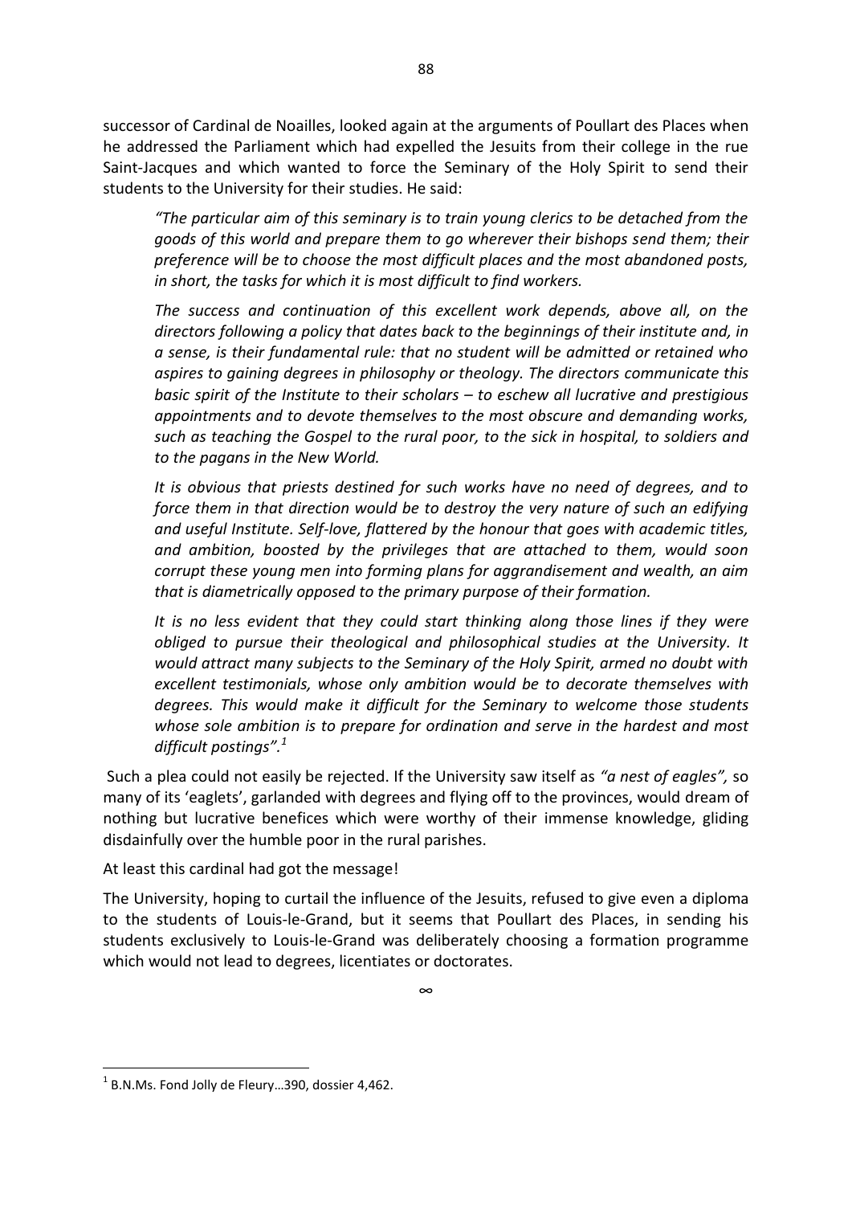successor of Cardinal de Noailles, looked again at the arguments of Poullart des Places when he addressed the Parliament which had expelled the Jesuits from their college in the rue Saint-Jacques and which wanted to force the Seminary of the Holy Spirit to send their students to the University for their studies. He said:

> *"The particular aim of this seminary is to train young clerics to be detached from the goods of this world and prepare them to go wherever their bishops send them; their preference will be to choose the most difficult places and the most abandoned posts, in short, the tasks for which it is most difficult to find workers.*
>
> *The success and continuation of this excellent work depends, above all, on the directors following a policy that dates back to the beginnings of their institute and, in a sense, is their fundamental rule: that no student will be admitted or retained who aspires to gaining degrees in philosophy or theology. The directors communicate this basic spirit of the Institute to their scholars – to eschew all lucrative and prestigious appointments and to devote themselves to the most obscure and demanding works, such as teaching the Gospel to the rural poor, to the sick in hospital, to soldiers and to the pagans in the New World.*
>
> *It is obvious that priests destined for such works have no need of degrees, and to force them in that direction would be to destroy the very nature of such an edifying and useful Institute. Self-love, flattered by the honour that goes with academic titles, and ambition, boosted by the privileges that are attached to them, would soon corrupt these young men into forming plans for aggrandisement and wealth, an aim that is diametrically opposed to the primary purpose of their formation.*
>
> *It is no less evident that they could start thinking along those lines if they were obliged to pursue their theological and philosophical studies at the University. It would attract many subjects to the Seminary of the Holy Spirit, armed no doubt with excellent testimonials, whose only ambition would be to decorate themselves with degrees. This would make it difficult for the Seminary to welcome those students whose sole ambition is to prepare for ordination and serve in the hardest and most difficult postings".*[1]

Such a plea could not easily be rejected. If the University saw itself as *"a nest of eagles",* so many of its 'eaglets', garlanded with degrees and flying off to the provinces, would dream of nothing but lucrative benefices which were worthy of their immense knowledge, gliding disdainfully over the humble poor in the rural parishes.

At least this cardinal had got the message!

The University, hoping to curtail the influence of the Jesuits, refused to give even a diploma to the students of Louis-le-Grand, but it seems that Poullart des Places, in sending his students exclusively to Louis-le-Grand was deliberately choosing a formation programme which would not lead to degrees, licentiates or doctorates.

∞

---

[1] B.N.Ms. Fond Jolly de Fleury…390, dossier 4,462.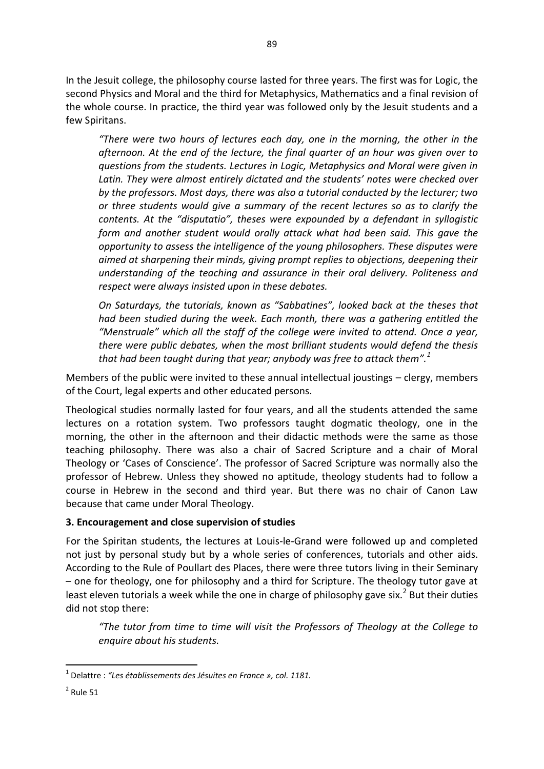In the Jesuit college, the philosophy course lasted for three years. The first was for Logic, the second Physics and Moral and the third for Metaphysics, Mathematics and a final revision of the whole course. In practice, the third year was followed only by the Jesuit students and a few Spiritans.

> *"There were two hours of lectures each day, one in the morning, the other in the afternoon. At the end of the lecture, the final quarter of an hour was given over to questions from the students. Lectures in Logic, Metaphysics and Moral were given in Latin. They were almost entirely dictated and the students' notes were checked over by the professors. Most days, there was also a tutorial conducted by the lecturer; two or three students would give a summary of the recent lectures so as to clarify the contents. At the "disputatio", theses were expounded by a defendant in syllogistic form and another student would orally attack what had been said. This gave the opportunity to assess the intelligence of the young philosophers. These disputes were aimed at sharpening their minds, giving prompt replies to objections, deepening their understanding of the teaching and assurance in their oral delivery. Politeness and respect were always insisted upon in these debates.*
>
> *On Saturdays, the tutorials, known as "Sabbatines", looked back at the theses that had been studied during the week. Each month, there was a gathering entitled the "Menstruale" which all the staff of the college were invited to attend. Once a year, there were public debates, when the most brilliant students would defend the thesis that had been taught during that year; anybody was free to attack them".*[1]

Members of the public were invited to these annual intellectual joustings – clergy, members of the Court, legal experts and other educated persons.

Theological studies normally lasted for four years, and all the students attended the same lectures on a rotation system. Two professors taught dogmatic theology, one in the morning, the other in the afternoon and their didactic methods were the same as those teaching philosophy. There was also a chair of Sacred Scripture and a chair of Moral Theology or 'Cases of Conscience'. The professor of Sacred Scripture was normally also the professor of Hebrew. Unless they showed no aptitude, theology students had to follow a course in Hebrew in the second and third year. But there was no chair of Canon Law because that came under Moral Theology.

**3. Encouragement and close supervision of studies**

For the Spiritan students, the lectures at Louis-le-Grand were followed up and completed not just by personal study but by a whole series of conferences, tutorials and other aids. According to the Rule of Poullart des Places, there were three tutors living in their Seminary – one for theology, one for philosophy and a third for Scripture. The theology tutor gave at least eleven tutorials a week while the one in charge of philosophy gave six.[2] But their duties did not stop there:

> *"The tutor from time to time will visit the Professors of Theology at the College to enquire about his students.*

---

[1] Delattre : *"Les établissements des Jésuites en France », col. 1181.*

[2] Rule 51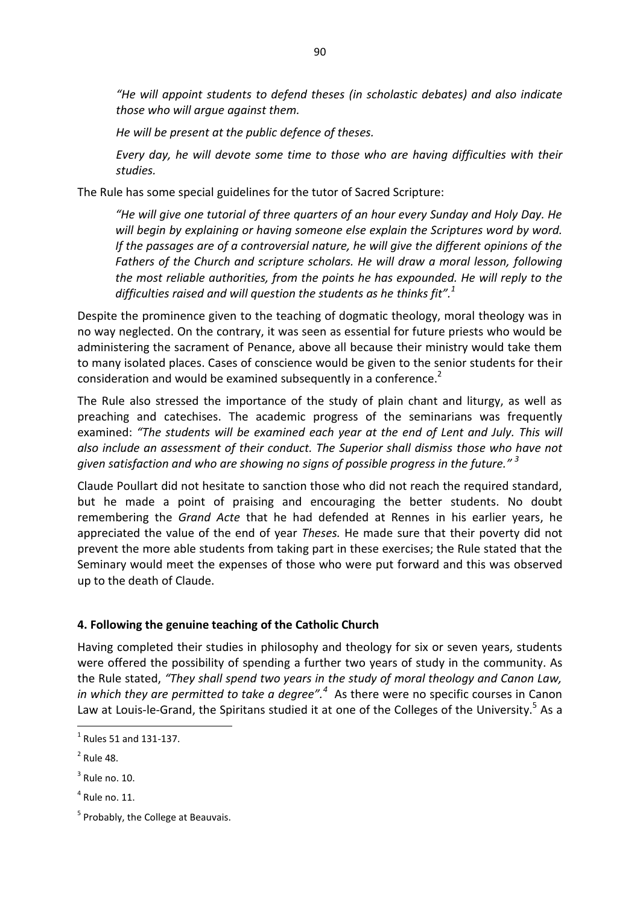*"He will appoint students to defend theses (in scholastic debates) and also indicate those who will argue against them.*

*He will be present at the public defence of theses.*

*Every day, he will devote some time to those who are having difficulties with their studies.*

The Rule has some special guidelines for the tutor of Sacred Scripture:

*"He will give one tutorial of three quarters of an hour every Sunday and Holy Day. He will begin by explaining or having someone else explain the Scriptures word by word. If the passages are of a controversial nature, he will give the different opinions of the Fathers of the Church and scripture scholars. He will draw a moral lesson, following the most reliable authorities, from the points he has expounded. He will reply to the difficulties raised and will question the students as he thinks fit".*[1]

Despite the prominence given to the teaching of dogmatic theology, moral theology was in no way neglected. On the contrary, it was seen as essential for future priests who would be administering the sacrament of Penance, above all because their ministry would take them to many isolated places. Cases of conscience would be given to the senior students for their consideration and would be examined subsequently in a conference.[2]

The Rule also stressed the importance of the study of plain chant and liturgy, as well as preaching and catechises. The academic progress of the seminarians was frequently examined: *"The students will be examined each year at the end of Lent and July. This will also include an assessment of their conduct. The Superior shall dismiss those who have not given satisfaction and who are showing no signs of possible progress in the future."* [3]

Claude Poullart did not hesitate to sanction those who did not reach the required standard, but he made a point of praising and encouraging the better students. No doubt remembering the *Grand Acte* that he had defended at Rennes in his earlier years, he appreciated the value of the end of year *Theses.* He made sure that their poverty did not prevent the more able students from taking part in these exercises; the Rule stated that the Seminary would meet the expenses of those who were put forward and this was observed up to the death of Claude.

**4. Following the genuine teaching of the Catholic Church**

Having completed their studies in philosophy and theology for six or seven years, students were offered the possibility of spending a further two years of study in the community. As the Rule stated, *"They shall spend two years in the study of moral theology and Canon Law, in which they are permitted to take a degree".*[4] As there were no specific courses in Canon Law at Louis-le-Grand, the Spiritans studied it at one of the Colleges of the University.[5] As a

[1] Rules 51 and 131-137.

[2] Rule 48.

[3] Rule no. 10.

[4] Rule no. 11.

[5] Probably, the College at Beauvais.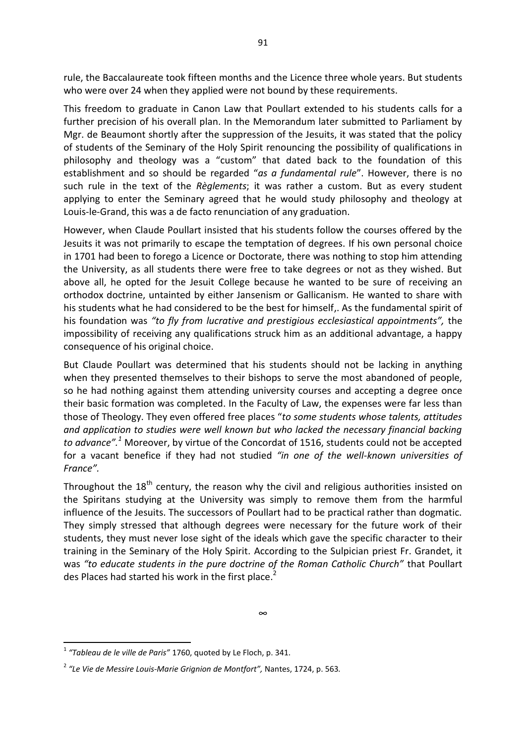rule, the Baccalaureate took fifteen months and the Licence three whole years. But students who were over 24 when they applied were not bound by these requirements.

This freedom to graduate in Canon Law that Poullart extended to his students calls for a further precision of his overall plan. In the Memorandum later submitted to Parliament by Mgr. de Beaumont shortly after the suppression of the Jesuits, it was stated that the policy of students of the Seminary of the Holy Spirit renouncing the possibility of qualifications in philosophy and theology was a "custom" that dated back to the foundation of this establishment and so should be regarded "*as a fundamental rule*". However, there is no such rule in the text of the *Règlements*; it was rather a custom. But as every student applying to enter the Seminary agreed that he would study philosophy and theology at Louis-le-Grand, this was a de facto renunciation of any graduation.

However, when Claude Poullart insisted that his students follow the courses offered by the Jesuits it was not primarily to escape the temptation of degrees. If his own personal choice in 1701 had been to forego a Licence or Doctorate, there was nothing to stop him attending the University, as all students there were free to take degrees or not as they wished. But above all, he opted for the Jesuit College because he wanted to be sure of receiving an orthodox doctrine, untainted by either Jansenism or Gallicanism. He wanted to share with his students what he had considered to be the best for himself,. As the fundamental spirit of his foundation was *"to fly from lucrative and prestigious ecclesiastical appointments",* the impossibility of receiving any qualifications struck him as an additional advantage, a happy consequence of his original choice.

But Claude Poullart was determined that his students should not be lacking in anything when they presented themselves to their bishops to serve the most abandoned of people, so he had nothing against them attending university courses and accepting a degree once their basic formation was completed. In the Faculty of Law, the expenses were far less than those of Theology. They even offered free places "*to some students whose talents, attitudes and application to studies were well known but who lacked the necessary financial backing to advance".*[1] Moreover, by virtue of the Concordat of 1516, students could not be accepted for a vacant benefice if they had not studied *"in one of the well-known universities of France".*

Throughout the 18th century, the reason why the civil and religious authorities insisted on the Spiritans studying at the University was simply to remove them from the harmful influence of the Jesuits. The successors of Poullart had to be practical rather than dogmatic. They simply stressed that although degrees were necessary for the future work of their students, they must never lose sight of the ideals which gave the specific character to their training in the Seminary of the Holy Spirit. According to the Sulpician priest Fr. Grandet, it was *"to educate students in the pure doctrine of the Roman Catholic Church"* that Poullart des Places had started his work in the first place.[2]

∞

---

[1] *"Tableau de le ville de Paris"* 1760, quoted by Le Floch, p. 341.

[2] *"Le Vie de Messire Louis-Marie Grignion de Montfort",* Nantes, 1724, p. 563.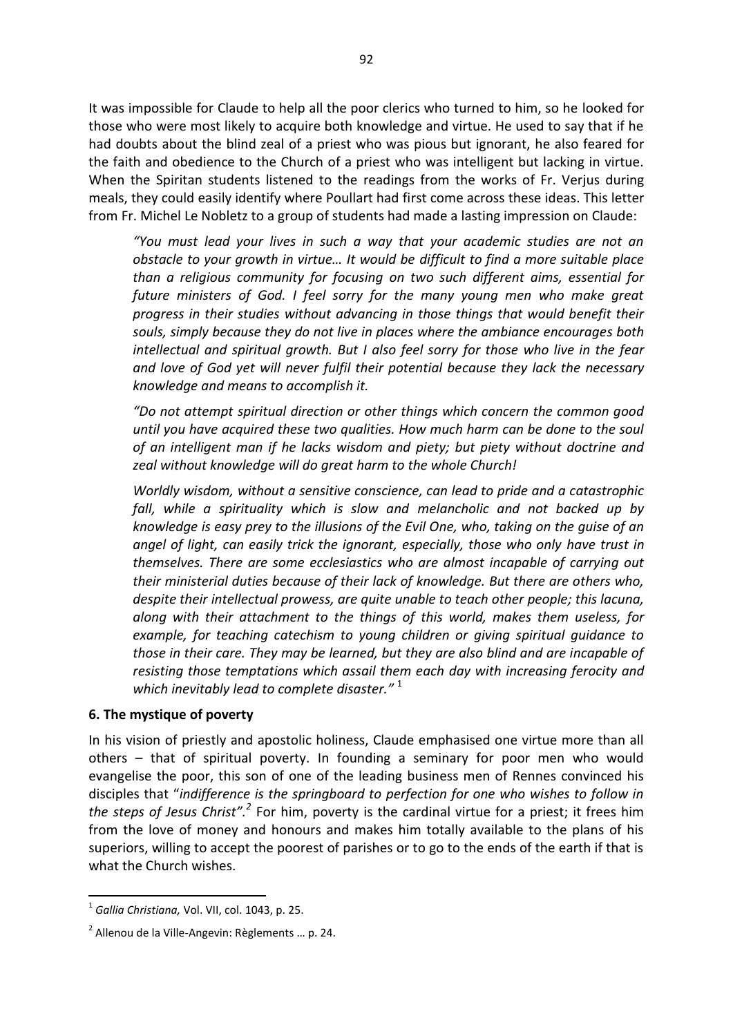It was impossible for Claude to help all the poor clerics who turned to him, so he looked for those who were most likely to acquire both knowledge and virtue. He used to say that if he had doubts about the blind zeal of a priest who was pious but ignorant, he also feared for the faith and obedience to the Church of a priest who was intelligent but lacking in virtue. When the Spiritan students listened to the readings from the works of Fr. Verjus during meals, they could easily identify where Poullart had first come across these ideas. This letter from Fr. Michel Le Nobletz to a group of students had made a lasting impression on Claude:

> *"You must lead your lives in such a way that your academic studies are not an obstacle to your growth in virtue… It would be difficult to find a more suitable place than a religious community for focusing on two such different aims, essential for future ministers of God. I feel sorry for the many young men who make great progress in their studies without advancing in those things that would benefit their souls, simply because they do not live in places where the ambiance encourages both intellectual and spiritual growth. But I also feel sorry for those who live in the fear and love of God yet will never fulfil their potential because they lack the necessary knowledge and means to accomplish it.*
>
> *"Do not attempt spiritual direction or other things which concern the common good until you have acquired these two qualities. How much harm can be done to the soul of an intelligent man if he lacks wisdom and piety; but piety without doctrine and zeal without knowledge will do great harm to the whole Church!*
>
> *Worldly wisdom, without a sensitive conscience, can lead to pride and a catastrophic fall, while a spirituality which is slow and melancholic and not backed up by knowledge is easy prey to the illusions of the Evil One, who, taking on the guise of an angel of light, can easily trick the ignorant, especially, those who only have trust in themselves. There are some ecclesiastics who are almost incapable of carrying out their ministerial duties because of their lack of knowledge. But there are others who, despite their intellectual prowess, are quite unable to teach other people; this lacuna, along with their attachment to the things of this world, makes them useless, for example, for teaching catechism to young children or giving spiritual guidance to those in their care. They may be learned, but they are also blind and are incapable of resisting those temptations which assail them each day with increasing ferocity and which inevitably lead to complete disaster."* [1]

**6. The mystique of poverty**

In his vision of priestly and apostolic holiness, Claude emphasised one virtue more than all others – that of spiritual poverty. In founding a seminary for poor men who would evangelise the poor, this son of one of the leading business men of Rennes convinced his disciples that "*indifference is the springboard to perfection for one who wishes to follow in the steps of Jesus Christ".*[2] For him, poverty is the cardinal virtue for a priest; it frees him from the love of money and honours and makes him totally available to the plans of his superiors, willing to accept the poorest of parishes or to go to the ends of the earth if that is what the Church wishes.

---

[1] *Gallia Christiana,* Vol. VII, col. 1043, p. 25.

[2] Allenou de la Ville-Angevin: Règlements … p. 24.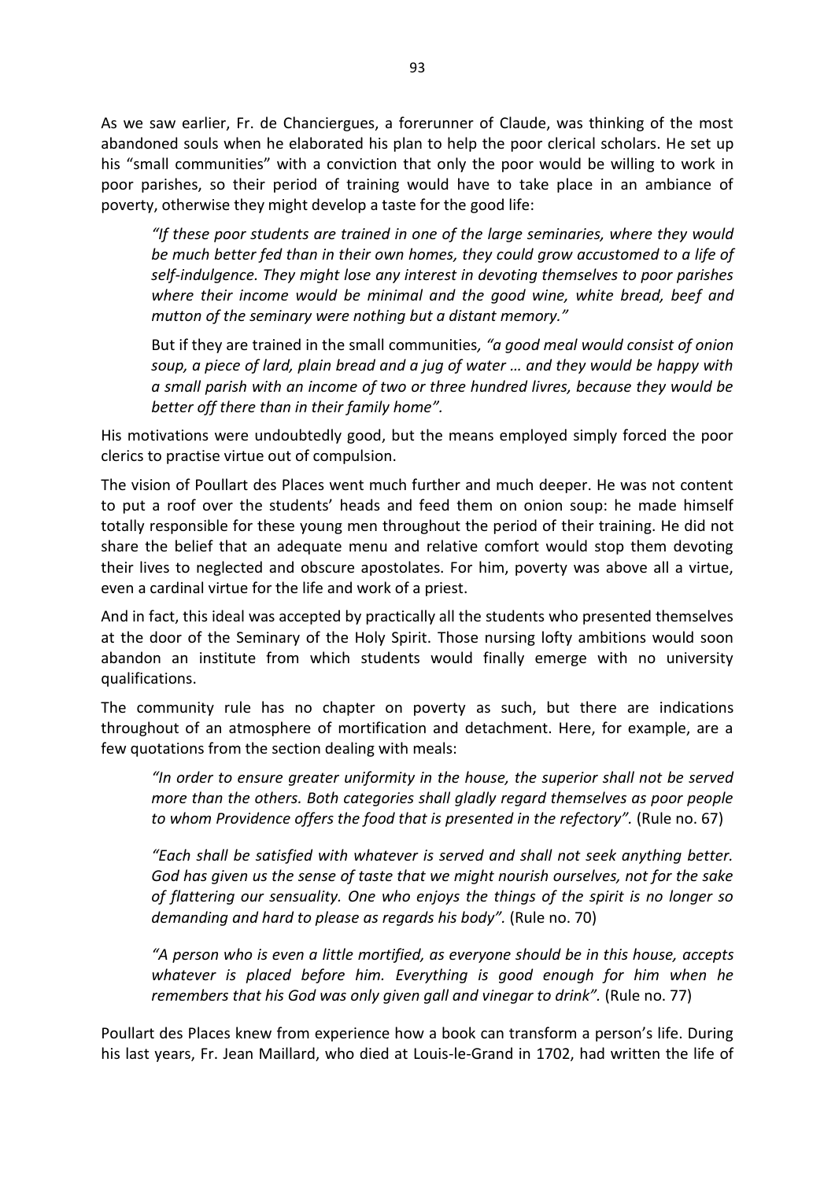As we saw earlier, Fr. de Chanciergues, a forerunner of Claude, was thinking of the most abandoned souls when he elaborated his plan to help the poor clerical scholars. He set up his "small communities" with a conviction that only the poor would be willing to work in poor parishes, so their period of training would have to take place in an ambiance of poverty, otherwise they might develop a taste for the good life:

> *"If these poor students are trained in one of the large seminaries, where they would be much better fed than in their own homes, they could grow accustomed to a life of self-indulgence. They might lose any interest in devoting themselves to poor parishes where their income would be minimal and the good wine, white bread, beef and mutton of the seminary were nothing but a distant memory."*
>
> But if they are trained in the small communities*, "a good meal would consist of onion soup, a piece of lard, plain bread and a jug of water … and they would be happy with a small parish with an income of two or three hundred livres, because they would be better off there than in their family home".*

His motivations were undoubtedly good, but the means employed simply forced the poor clerics to practise virtue out of compulsion.

The vision of Poullart des Places went much further and much deeper. He was not content to put a roof over the students' heads and feed them on onion soup: he made himself totally responsible for these young men throughout the period of their training. He did not share the belief that an adequate menu and relative comfort would stop them devoting their lives to neglected and obscure apostolates. For him, poverty was above all a virtue, even a cardinal virtue for the life and work of a priest.

And in fact, this ideal was accepted by practically all the students who presented themselves at the door of the Seminary of the Holy Spirit. Those nursing lofty ambitions would soon abandon an institute from which students would finally emerge with no university qualifications.

The community rule has no chapter on poverty as such, but there are indications throughout of an atmosphere of mortification and detachment. Here, for example, are a few quotations from the section dealing with meals:

> *"In order to ensure greater uniformity in the house, the superior shall not be served more than the others. Both categories shall gladly regard themselves as poor people to whom Providence offers the food that is presented in the refectory".* (Rule no. 67)
>
> *"Each shall be satisfied with whatever is served and shall not seek anything better. God has given us the sense of taste that we might nourish ourselves, not for the sake of flattering our sensuality. One who enjoys the things of the spirit is no longer so demanding and hard to please as regards his body".* (Rule no. 70)
>
> *"A person who is even a little mortified, as everyone should be in this house, accepts whatever is placed before him. Everything is good enough for him when he remembers that his God was only given gall and vinegar to drink".* (Rule no. 77)

Poullart des Places knew from experience how a book can transform a person's life. During his last years, Fr. Jean Maillard, who died at Louis-le-Grand in 1702, had written the life of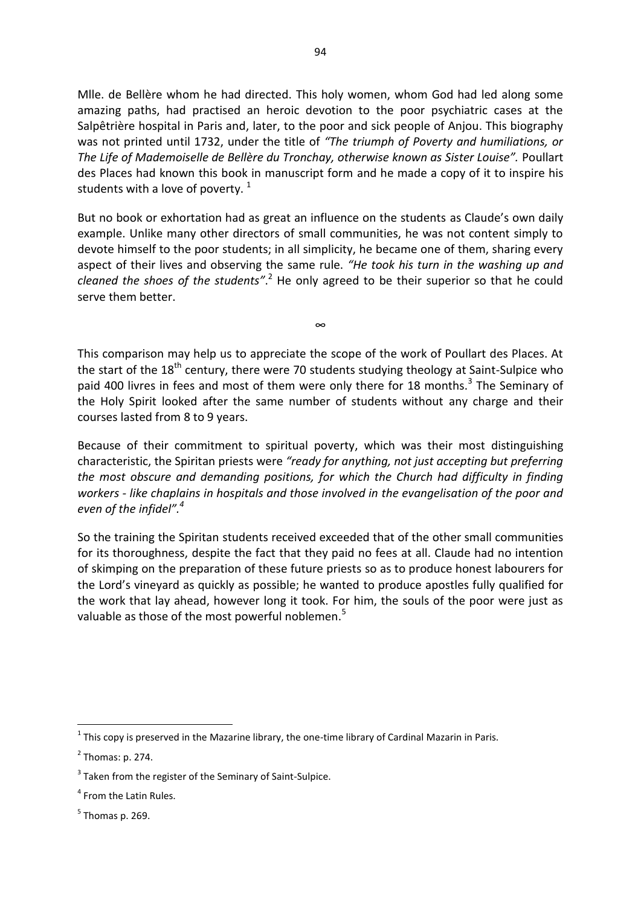Mlle. de Bellère whom he had directed. This holy women, whom God had led along some amazing paths, had practised an heroic devotion to the poor psychiatric cases at the Salpêtrière hospital in Paris and, later, to the poor and sick people of Anjou. This biography was not printed until 1732, under the title of *"The triumph of Poverty and humiliations, or The Life of Mademoiselle de Bellère du Tronchay, otherwise known as Sister Louise".* Poullart des Places had known this book in manuscript form and he made a copy of it to inspire his students with a love of poverty. [1]

But no book or exhortation had as great an influence on the students as Claude's own daily example. Unlike many other directors of small communities, he was not content simply to devote himself to the poor students; in all simplicity, he became one of them, sharing every aspect of their lives and observing the same rule. *"He took his turn in the washing up and cleaned the shoes of the students"*.[2] He only agreed to be their superior so that he could serve them better.

∞

This comparison may help us to appreciate the scope of the work of Poullart des Places. At the start of the 18th century, there were 70 students studying theology at Saint-Sulpice who paid 400 livres in fees and most of them were only there for 18 months.[3] The Seminary of the Holy Spirit looked after the same number of students without any charge and their courses lasted from 8 to 9 years.

Because of their commitment to spiritual poverty, which was their most distinguishing characteristic, the Spiritan priests were *"ready for anything, not just accepting but preferring the most obscure and demanding positions, for which the Church had difficulty in finding workers - like chaplains in hospitals and those involved in the evangelisation of the poor and even of the infidel".*[4]

So the training the Spiritan students received exceeded that of the other small communities for its thoroughness, despite the fact that they paid no fees at all. Claude had no intention of skimping on the preparation of these future priests so as to produce honest labourers for the Lord's vineyard as quickly as possible; he wanted to produce apostles fully qualified for the work that lay ahead, however long it took. For him, the souls of the poor were just as valuable as those of the most powerful noblemen.[5]

---

[1] This copy is preserved in the Mazarine library, the one-time library of Cardinal Mazarin in Paris.

[2] Thomas: p. 274.

[3] Taken from the register of the Seminary of Saint-Sulpice.

[4] From the Latin Rules.

[5] Thomas p. 269.